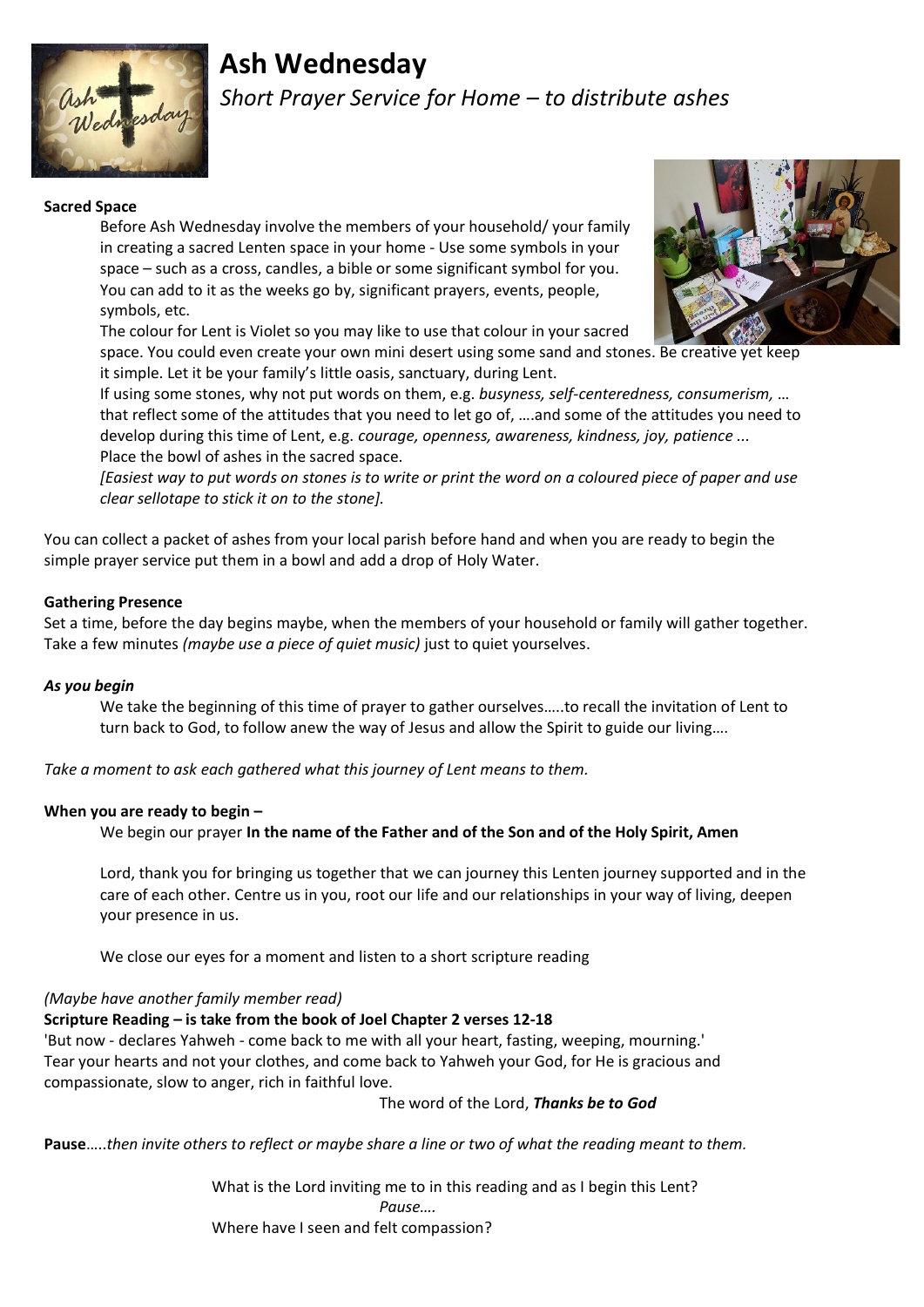# Ash Wednesday

*Short Prayer Service for Home – to distribute ashes*

**Sacred Space**

Before Ash Wednesday involve the members of your household/ your family in creating a sacred Lenten space in your home - Use some symbols in your space – such as a cross, candles, a bible or some significant symbol for you. You can add to it as the weeks go by, significant prayers, events, people, symbols, etc.

The colour for Lent is Violet so you may like to use that colour in your sacred space. You could even create your own mini desert using some sand and stones. Be creative yet keep it simple. Let it be your family's little oasis, sanctuary, during Lent.

If using some stones, why not put words on them, e.g. *busyness, self-centeredness, consumerism, …* that reflect some of the attitudes that you need to let go of, ….and some of the attitudes you need to develop during this time of Lent, e.g. *courage, openness, awareness, kindness, joy, patience ...*

Place the bowl of ashes in the sacred space.

*[Easiest way to put words on stones is to write or print the word on a coloured piece of paper and use clear sellotape to stick it on to the stone].*

You can collect a packet of ashes from your local parish before hand and when you are ready to begin the simple prayer service put them in a bowl and add a drop of Holy Water.

**Gathering Presence**

Set a time, before the day begins maybe, when the members of your household or family will gather together. Take a few minutes *(maybe use a piece of quiet music)* just to quiet yourselves.

***As you begin***

We take the beginning of this time of prayer to gather ourselves…..to recall the invitation of Lent to turn back to God, to follow anew the way of Jesus and allow the Spirit to guide our living….

*Take a moment to ask each gathered what this journey of Lent means to them.*

**When you are ready to begin –**

We begin our prayer **In the name of the Father and of the Son and of the Holy Spirit, Amen**

Lord, thank you for bringing us together that we can journey this Lenten journey supported and in the care of each other. Centre us in you, root our life and our relationships in your way of living, deepen your presence in us.

We close our eyes for a moment and listen to a short scripture reading

*(Maybe have another family member read)*

**Scripture Reading – is take from the book of Joel Chapter 2 verses 12-18**

'But now - declares Yahweh - come back to me with all your heart, fasting, weeping, mourning.' Tear your hearts and not your clothes, and come back to Yahweh your God, for He is gracious and compassionate, slow to anger, rich in faithful love.

The word of the Lord, ***Thanks be to God***

**Pause**…..*then invite others to reflect or maybe share a line or two of what the reading meant to them.*

What is the Lord inviting me to in this reading and as I begin this Lent?

*Pause….*

Where have I seen and felt compassion?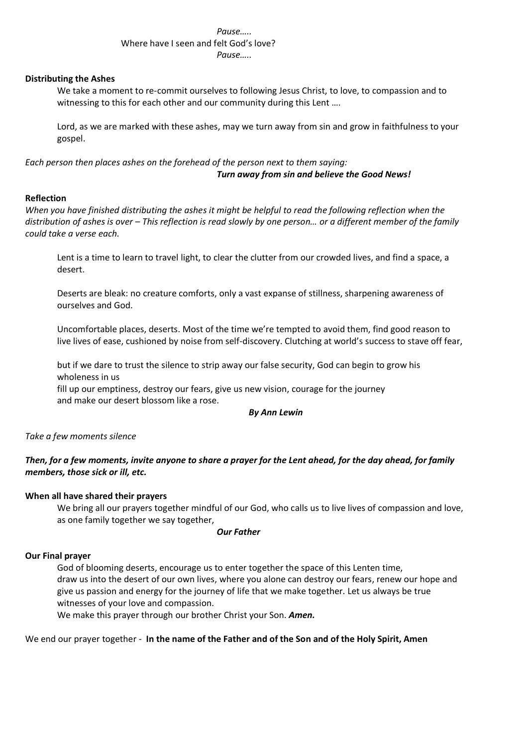*Pause…..*

Where have I seen and felt God's love?

*Pause…..*

**Distributing the Ashes**

We take a moment to re-commit ourselves to following Jesus Christ, to love, to compassion and to witnessing to this for each other and our community during this Lent ….

Lord, as we are marked with these ashes, may we turn away from sin and grow in faithfulness to your gospel.

*Each person then places ashes on the forehead of the person next to them saying:*

***Turn away from sin and believe the Good News!***

**Reflection**

*When you have finished distributing the ashes it might be helpful to read the following reflection when the distribution of ashes is over – This reflection is read slowly by one person… or a different member of the family could take a verse each.*

Lent is a time to learn to travel light, to clear the clutter from our crowded lives, and find a space, a desert.

Deserts are bleak: no creature comforts, only a vast expanse of stillness, sharpening awareness of ourselves and God.

Uncomfortable places, deserts. Most of the time we're tempted to avoid them, find good reason to live lives of ease, cushioned by noise from self-discovery. Clutching at world's success to stave off fear,

but if we dare to trust the silence to strip away our false security, God can begin to grow his wholeness in us
fill up our emptiness, destroy our fears, give us new vision, courage for the journey
and make our desert blossom like a rose.

***By Ann Lewin***

*Take a few moments silence*

***Then, for a few moments, invite anyone to share a prayer for the Lent ahead, for the day ahead, for family members, those sick or ill, etc.***

**When all have shared their prayers**

We bring all our prayers together mindful of our God, who calls us to live lives of compassion and love, as one family together we say together,

***Our Father***

**Our Final prayer**

God of blooming deserts, encourage us to enter together the space of this Lenten time,
draw us into the desert of our own lives, where you alone can destroy our fears, renew our hope and give us passion and energy for the journey of life that we make together. Let us always be true witnesses of your love and compassion.
We make this prayer through our brother Christ your Son. ***Amen.***

We end our prayer together - **In the name of the Father and of the Son and of the Holy Spirit, Amen**